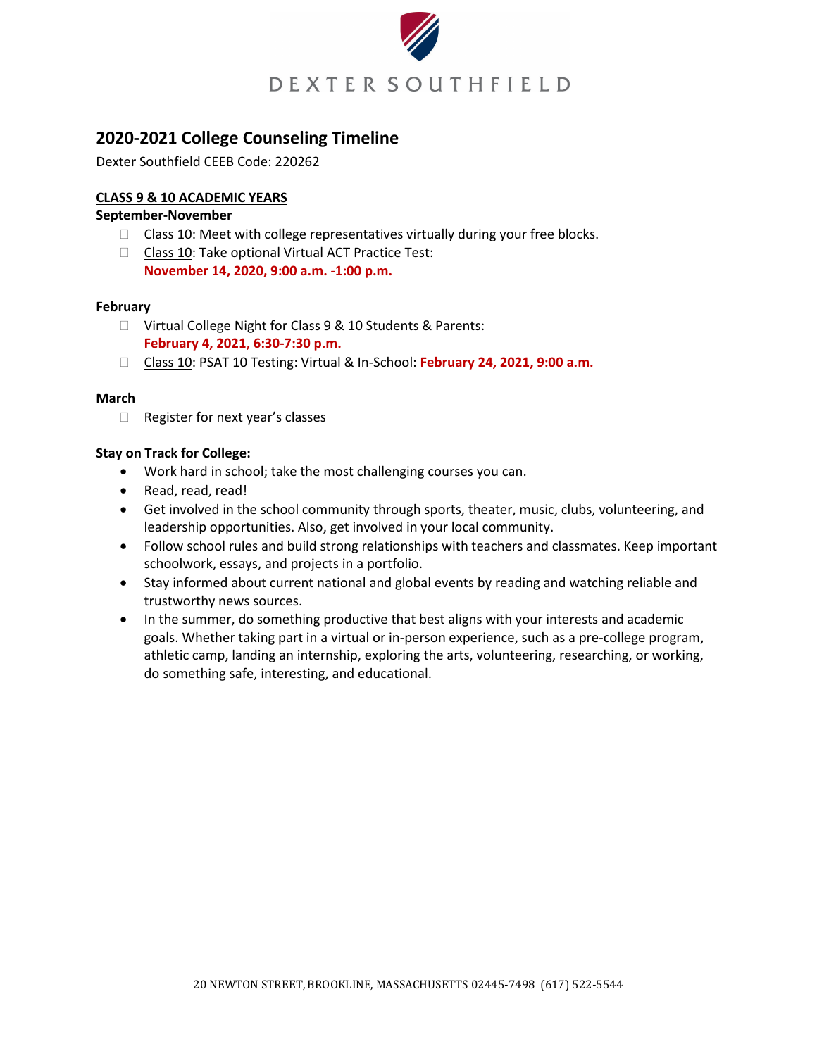DEXTER SOUTHFIELD

## 2020-2021 College Counseling Timeline

Dexter Southfield CEEB Code: 220262

**CLASS 9 & 10 ACADEMIC YEARS**

**September-November**

- Class 10: Meet with college representatives virtually during your free blocks.
- Class 10: Take optional Virtual ACT Practice Test: **November 14, 2020, 9:00 a.m. -1:00 p.m.**

**February**

- Virtual College Night for Class 9 & 10 Students & Parents: **February 4, 2021, 6:30-7:30 p.m.**
- Class 10: PSAT 10 Testing: Virtual & In-School: **February 24, 2021, 9:00 a.m.**

**March**

- Register for next year's classes

**Stay on Track for College:**

- Work hard in school; take the most challenging courses you can.
- Read, read, read!
- Get involved in the school community through sports, theater, music, clubs, volunteering, and leadership opportunities. Also, get involved in your local community.
- Follow school rules and build strong relationships with teachers and classmates. Keep important schoolwork, essays, and projects in a portfolio.
- Stay informed about current national and global events by reading and watching reliable and trustworthy news sources.
- In the summer, do something productive that best aligns with your interests and academic goals. Whether taking part in a virtual or in-person experience, such as a pre-college program, athletic camp, landing an internship, exploring the arts, volunteering, researching, or working, do something safe, interesting, and educational.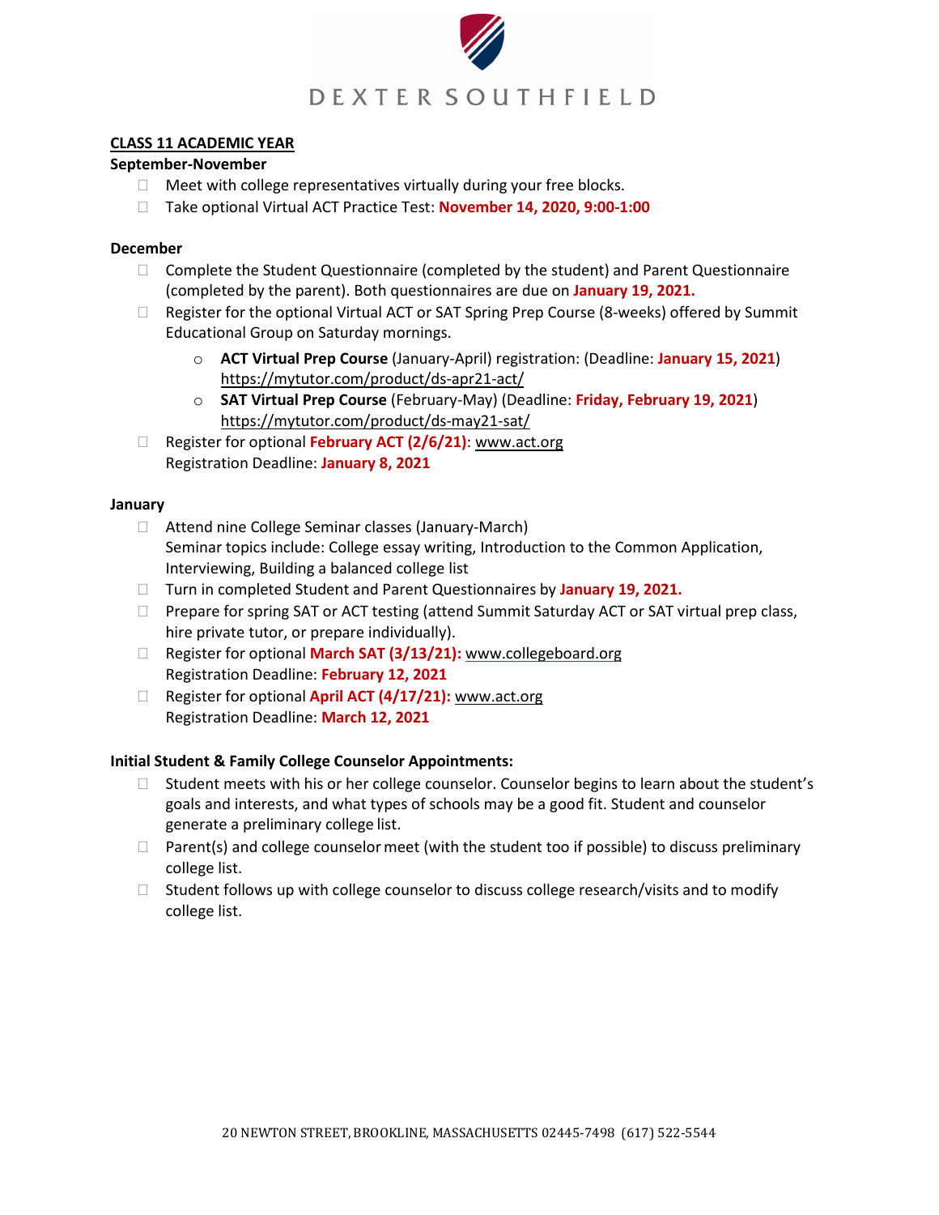## CLASS 11 ACADEMIC YEAR

**September-November**

- Meet with college representatives virtually during your free blocks.
- Take optional Virtual ACT Practice Test: **November 14, 2020, 9:00-1:00**

**December**

- Complete the Student Questionnaire (completed by the student) and Parent Questionnaire (completed by the parent). Both questionnaires are due on **January 19, 2021.**
- Register for the optional Virtual ACT or SAT Spring Prep Course (8-weeks) offered by Summit Educational Group on Saturday mornings.
  - **ACT Virtual Prep Course** (January-April) registration: (Deadline: **January 15, 2021**) https://mytutor.com/product/ds-apr21-act/
  - **SAT Virtual Prep Course** (February-May) (Deadline: **Friday, February 19, 2021**) https://mytutor.com/product/ds-may21-sat/
- Register for optional **February ACT (2/6/21)**: www.act.org
  Registration Deadline: **January 8, 2021**

**January**

- Attend nine College Seminar classes (January-March)
  Seminar topics include: College essay writing, Introduction to the Common Application, Interviewing, Building a balanced college list
- Turn in completed Student and Parent Questionnaires by **January 19, 2021.**
- Prepare for spring SAT or ACT testing (attend Summit Saturday ACT or SAT virtual prep class, hire private tutor, or prepare individually).
- Register for optional **March SAT (3/13/21):** www.collegeboard.org
  Registration Deadline: **February 12, 2021**
- Register for optional **April ACT (4/17/21):** www.act.org
  Registration Deadline: **March 12, 2021**

**Initial Student & Family College Counselor Appointments:**

- Student meets with his or her college counselor. Counselor begins to learn about the student's goals and interests, and what types of schools may be a good fit. Student and counselor generate a preliminary college list.
- Parent(s) and college counselor meet (with the student too if possible) to discuss preliminary college list.
- Student follows up with college counselor to discuss college research/visits and to modify college list.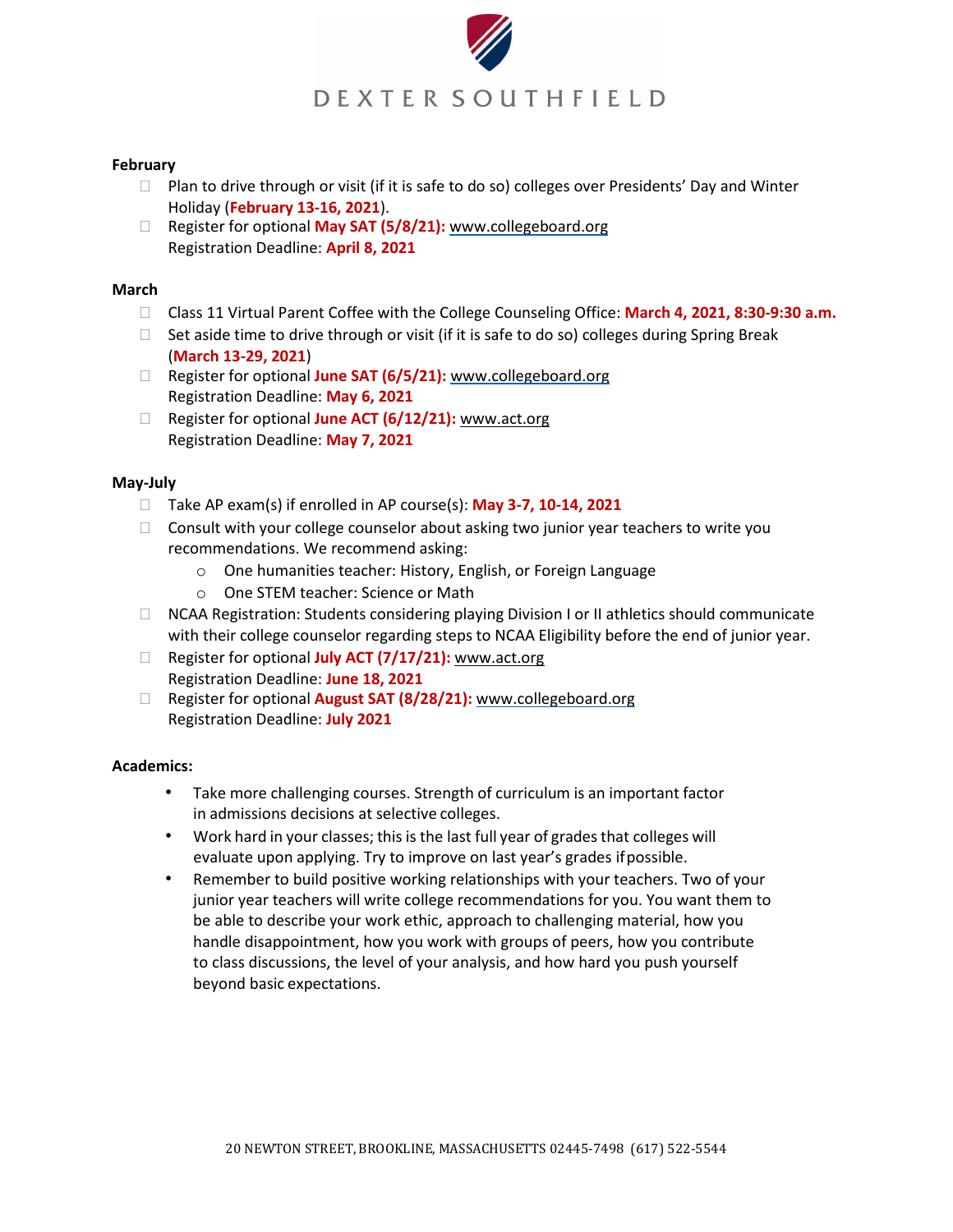**February**

- Plan to drive through or visit (if it is safe to do so) colleges over Presidents' Day and Winter Holiday (**February 13-16, 2021**).
- Register for optional **May SAT (5/8/21):** www.collegeboard.org
  Registration Deadline: **April 8, 2021**

**March**

- Class 11 Virtual Parent Coffee with the College Counseling Office: **March 4, 2021, 8:30-9:30 a.m.**
- Set aside time to drive through or visit (if it is safe to do so) colleges during Spring Break (**March 13-29, 2021**)
- Register for optional **June SAT (6/5/21):** www.collegeboard.org
  Registration Deadline: **May 6, 2021**
- Register for optional **June ACT (6/12/21):** www.act.org
  Registration Deadline: **May 7, 2021**

**May-July**

- Take AP exam(s) if enrolled in AP course(s): **May 3-7, 10-14, 2021**
- Consult with your college counselor about asking two junior year teachers to write you recommendations. We recommend asking:
  - One humanities teacher: History, English, or Foreign Language
  - One STEM teacher: Science or Math
- NCAA Registration: Students considering playing Division I or II athletics should communicate with their college counselor regarding steps to NCAA Eligibility before the end of junior year.
- Register for optional **July ACT (7/17/21):** www.act.org
  Registration Deadline: **June 18, 2021**
- Register for optional **August SAT (8/28/21):** www.collegeboard.org
  Registration Deadline: **July 2021**

**Academics:**

- Take more challenging courses. Strength of curriculum is an important factor in admissions decisions at selective colleges.
- Work hard in your classes; this is the last full year of grades that colleges will evaluate upon applying. Try to improve on last year's grades if possible.
- Remember to build positive working relationships with your teachers. Two of your junior year teachers will write college recommendations for you. You want them to be able to describe your work ethic, approach to challenging material, how you handle disappointment, how you work with groups of peers, how you contribute to class discussions, the level of your analysis, and how hard you push yourself beyond basic expectations.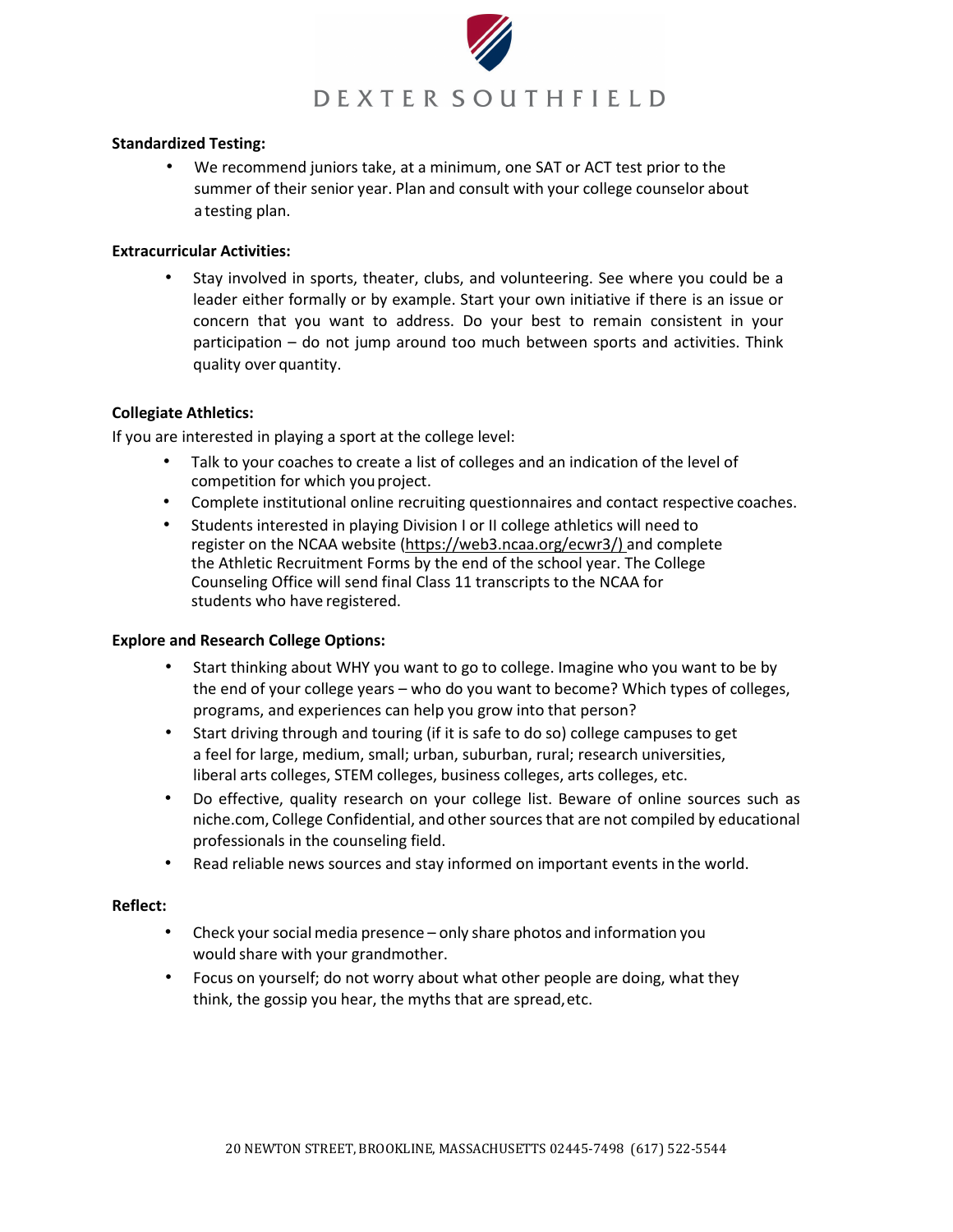**Standardized Testing:**

- We recommend juniors take, at a minimum, one SAT or ACT test prior to the summer of their senior year. Plan and consult with your college counselor about a testing plan.

**Extracurricular Activities:**

- Stay involved in sports, theater, clubs, and volunteering. See where you could be a leader either formally or by example. Start your own initiative if there is an issue or concern that you want to address. Do your best to remain consistent in your participation – do not jump around too much between sports and activities. Think quality over quantity.

**Collegiate Athletics:**

If you are interested in playing a sport at the college level:

- Talk to your coaches to create a list of colleges and an indication of the level of competition for which you project.
- Complete institutional online recruiting questionnaires and contact respective coaches.
- Students interested in playing Division I or II college athletics will need to register on the NCAA website (https://web3.ncaa.org/ecwr3/) and complete the Athletic Recruitment Forms by the end of the school year. The College Counseling Office will send final Class 11 transcripts to the NCAA for students who have registered.

**Explore and Research College Options:**

- Start thinking about WHY you want to go to college. Imagine who you want to be by the end of your college years – who do you want to become? Which types of colleges, programs, and experiences can help you grow into that person?
- Start driving through and touring (if it is safe to do so) college campuses to get a feel for large, medium, small; urban, suburban, rural; research universities, liberal arts colleges, STEM colleges, business colleges, arts colleges, etc.
- Do effective, quality research on your college list. Beware of online sources such as niche.com, College Confidential, and other sources that are not compiled by educational professionals in the counseling field.
- Read reliable news sources and stay informed on important events in the world.

**Reflect:**

- Check your social media presence – only share photos and information you would share with your grandmother.
- Focus on yourself; do not worry about what other people are doing, what they think, the gossip you hear, the myths that are spread, etc.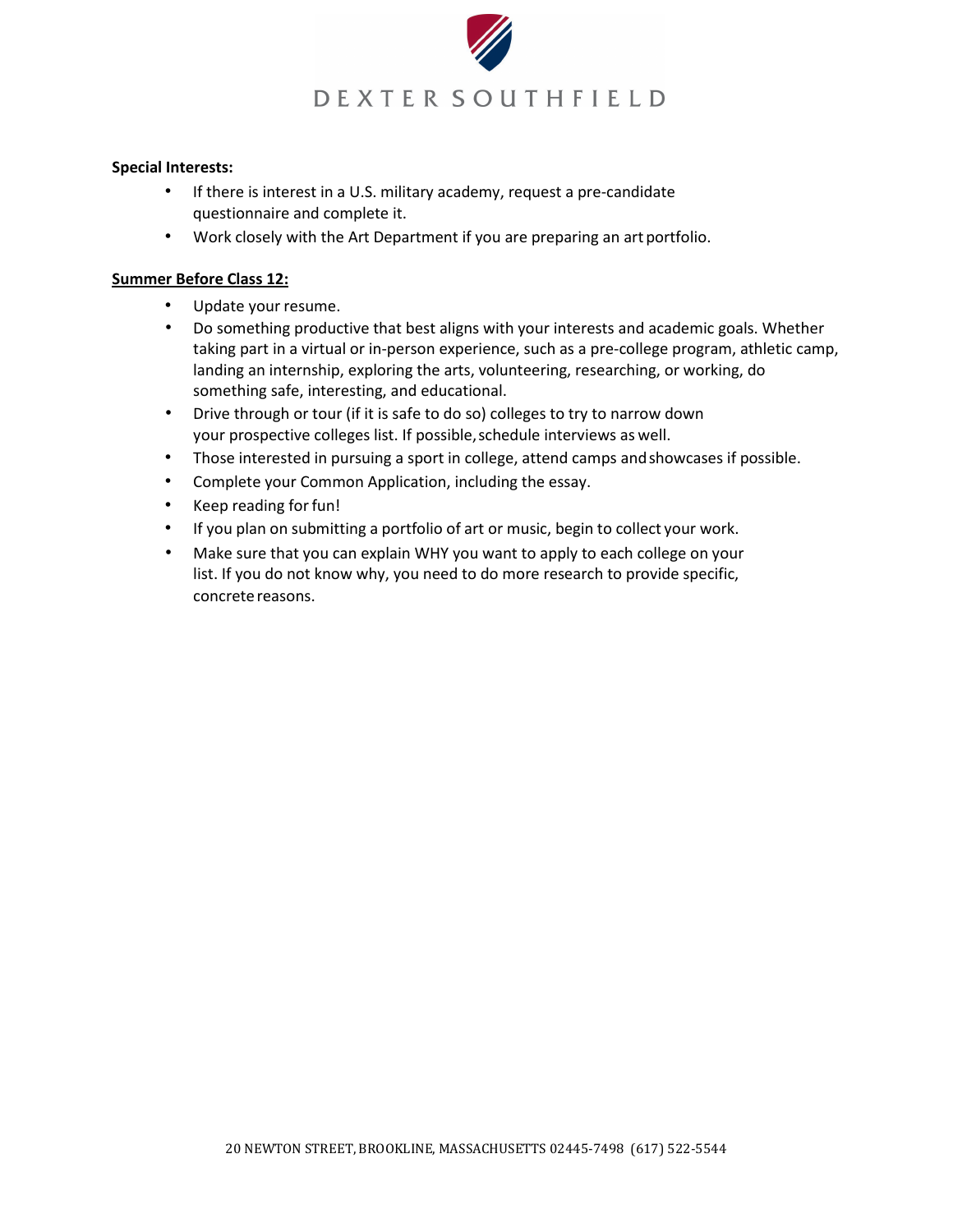**Special Interests:**

- If there is interest in a U.S. military academy, request a pre-candidate questionnaire and complete it.
- Work closely with the Art Department if you are preparing an art portfolio.

**Summer Before Class 12:**

- Update your resume.
- Do something productive that best aligns with your interests and academic goals. Whether taking part in a virtual or in-person experience, such as a pre-college program, athletic camp, landing an internship, exploring the arts, volunteering, researching, or working, do something safe, interesting, and educational.
- Drive through or tour (if it is safe to do so) colleges to try to narrow down your prospective colleges list. If possible, schedule interviews as well.
- Those interested in pursuing a sport in college, attend camps and showcases if possible.
- Complete your Common Application, including the essay.
- Keep reading for fun!
- If you plan on submitting a portfolio of art or music, begin to collect your work.
- Make sure that you can explain WHY you want to apply to each college on your list. If you do not know why, you need to do more research to provide specific, concrete reasons.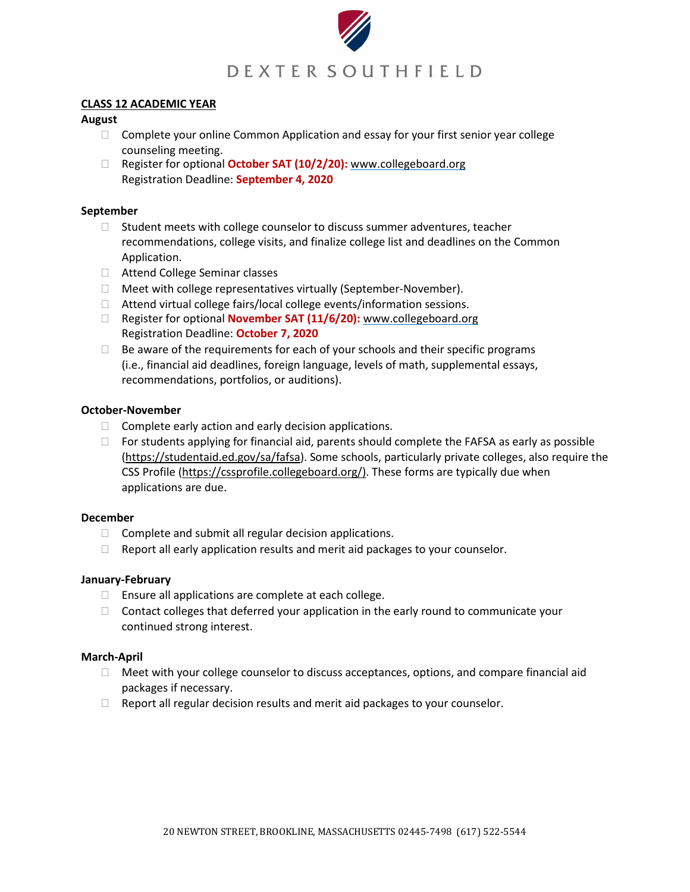DEXTER SOUTHFIELD

## CLASS 12 ACADEMIC YEAR

**August**

- Complete your online Common Application and essay for your first senior year college counseling meeting.
- Register for optional **October SAT (10/2/20):** www.collegeboard.org
  Registration Deadline: **September 4, 2020**

**September**

- Student meets with college counselor to discuss summer adventures, teacher recommendations, college visits, and finalize college list and deadlines on the Common Application.
- Attend College Seminar classes
- Meet with college representatives virtually (September-November).
- Attend virtual college fairs/local college events/information sessions.
- Register for optional **November SAT (11/6/20):** www.collegeboard.org
  Registration Deadline: **October 7, 2020**
- Be aware of the requirements for each of your schools and their specific programs (i.e., financial aid deadlines, foreign language, levels of math, supplemental essays, recommendations, portfolios, or auditions).

**October-November**

- Complete early action and early decision applications.
- For students applying for financial aid, parents should complete the FAFSA as early as possible (https://studentaid.ed.gov/sa/fafsa). Some schools, particularly private colleges, also require the CSS Profile (https://cssprofile.collegeboard.org/). These forms are typically due when applications are due.

**December**

- Complete and submit all regular decision applications.
- Report all early application results and merit aid packages to your counselor.

**January-February**

- Ensure all applications are complete at each college.
- Contact colleges that deferred your application in the early round to communicate your continued strong interest.

**March-April**

- Meet with your college counselor to discuss acceptances, options, and compare financial aid packages if necessary.
- Report all regular decision results and merit aid packages to your counselor.

20 NEWTON STREET, BROOKLINE, MASSACHUSETTS 02445-7498 (617) 522-5544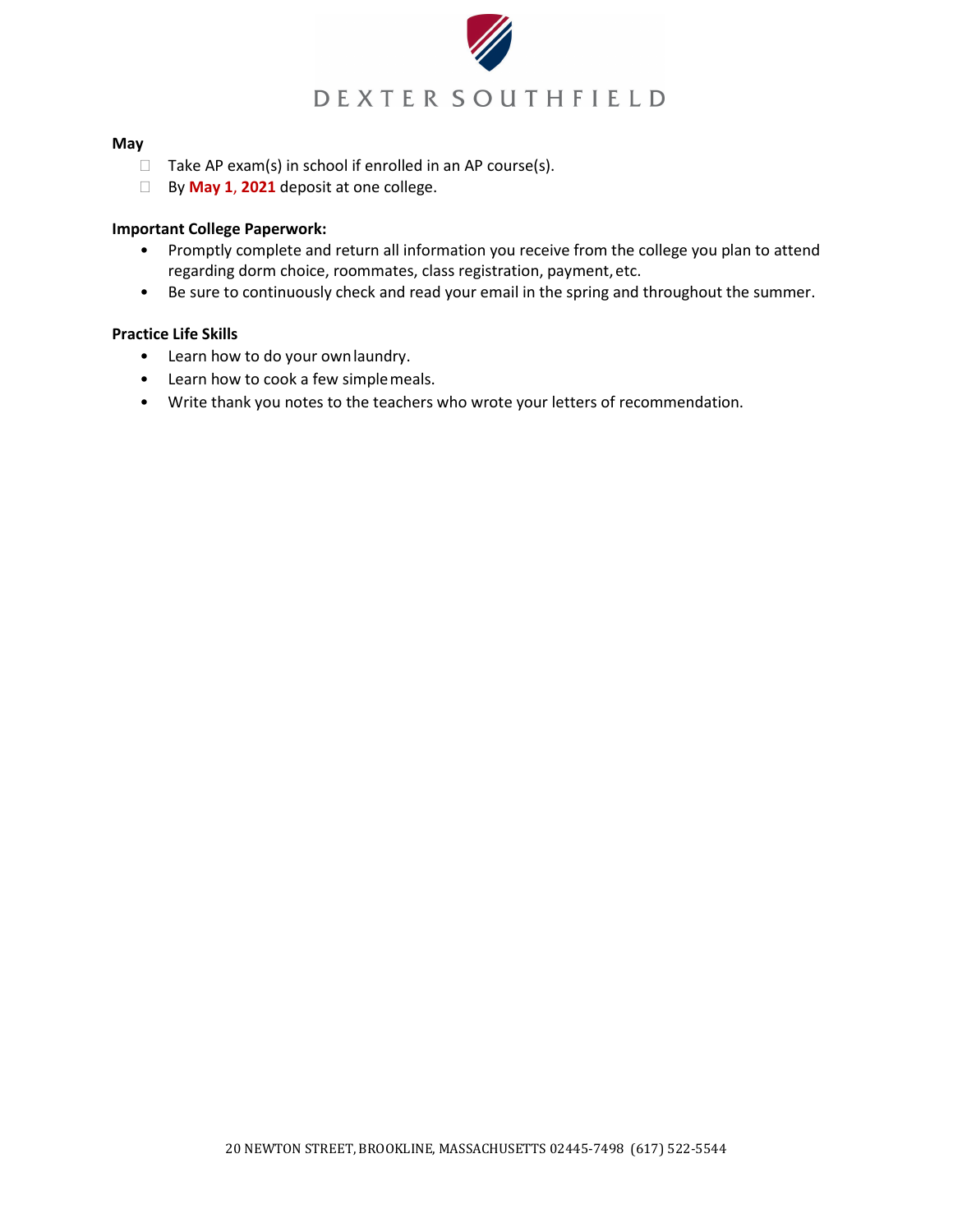**May**

- ☐ Take AP exam(s) in school if enrolled in an AP course(s).
- ☐ By **May 1, 2021** deposit at one college.

**Important College Paperwork:**

- Promptly complete and return all information you receive from the college you plan to attend regarding dorm choice, roommates, class registration, payment, etc.
- Be sure to continuously check and read your email in the spring and throughout the summer.

**Practice Life Skills**

- Learn how to do your own laundry.
- Learn how to cook a few simple meals.
- Write thank you notes to the teachers who wrote your letters of recommendation.